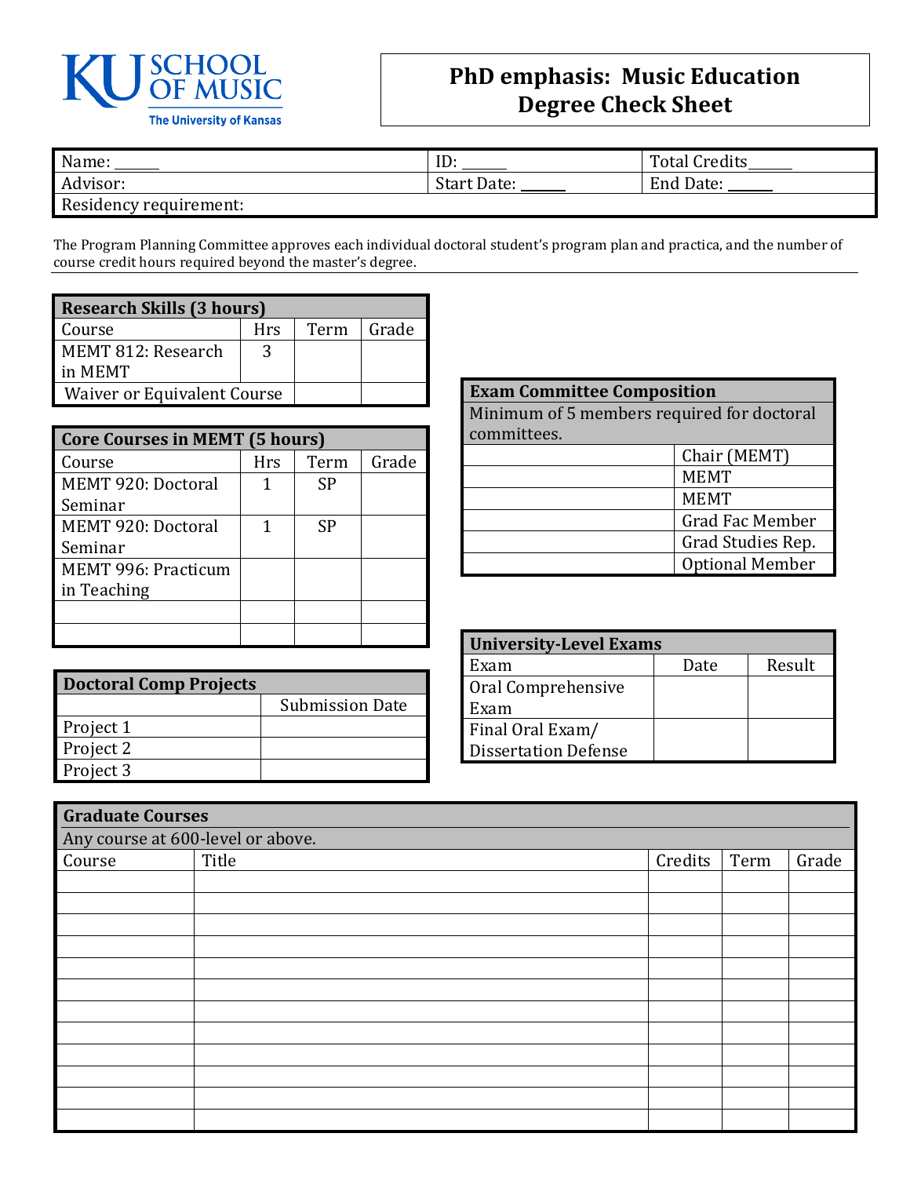KU SCHOOL OF MUSIC
The University of Kansas

# PhD emphasis: Music Education Degree Check Sheet

| Name: ______ | ID: ______ | Total Credits______ |
|---|---|---|
| Advisor: | Start Date: ______ | End Date: ______ |
| Residency requirement: | | |

The Program Planning Committee approves each individual doctoral student's program plan and practica, and the number of course credit hours required beyond the master's degree.

| Research Skills (3 hours) | | | |
|---|---|---|---|
| Course | Hrs | Term | Grade |
| MEMT 812: Research in MEMT | 3 | | |
| Waiver or Equivalent Course | | | |

| Core Courses in MEMT (5 hours) | | | |
|---|---|---|---|
| Course | Hrs | Term | Grade |
| MEMT 920: Doctoral Seminar | 1 | SP | |
| MEMT 920: Doctoral Seminar | 1 | SP | |
| MEMT 996: Practicum in Teaching | | | |
| | | | |
| | | | |

| Doctoral Comp Projects | |
|---|---|
| | Submission Date |
| Project 1 | |
| Project 2 | |
| Project 3 | |

| Exam Committee Composition | |
|---|---|
| Minimum of 5 members required for doctoral committees. | |
| | Chair (MEMT) |
| | MEMT |
| | MEMT |
| | Grad Fac Member |
| | Grad Studies Rep. |
| | Optional Member |

| University-Level Exams | | |
|---|---|---|
| Exam | Date | Result |
| Oral Comprehensive Exam | | |
| Final Oral Exam/ Dissertation Defense | | |

| Graduate Courses | | | | |
|---|---|---|---|---|
| Any course at 600-level or above. | | | | |
| Course | Title | Credits | Term | Grade |
| | | | | |
| | | | | |
| | | | | |
| | | | | |
| | | | | |
| | | | | |
| | | | | |
| | | | | |
| | | | | |
| | | | | |
| | | | | |
| | | | | |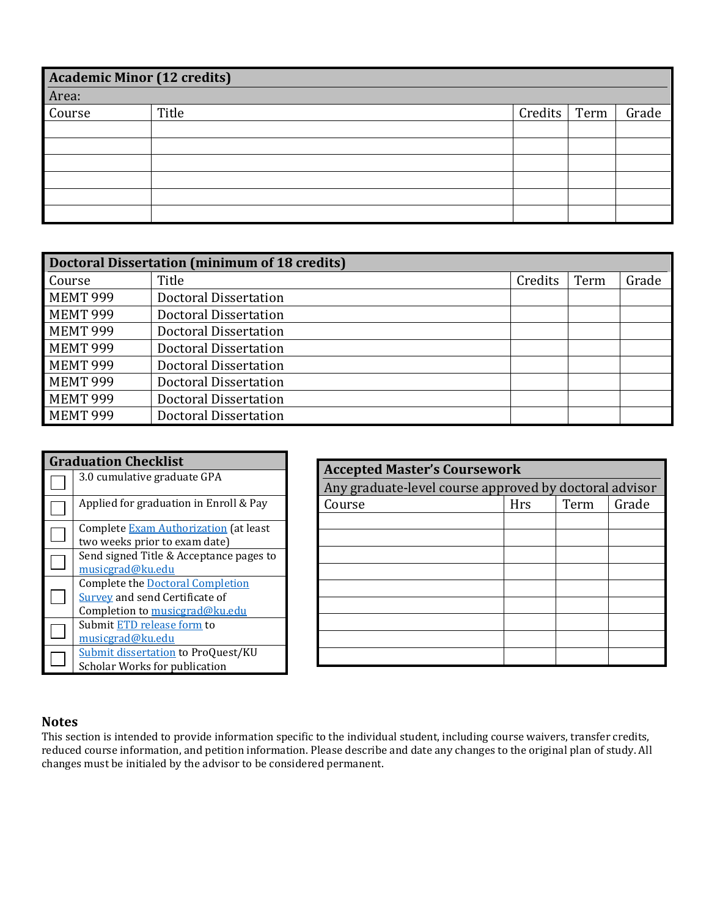| Academic Minor (12 credits) | | | | |
|---|---|---|---|---|
| Area: | | | | |
| Course | Title | Credits | Term | Grade |
| | | | | |
| | | | | |
| | | | | |
| | | | | |
| | | | | |
| | | | | |

| Doctoral Dissertation (minimum of 18 credits) | | | | |
|---|---|---|---|---|
| Course | Title | Credits | Term | Grade |
| MEMT 999 | Doctoral Dissertation | | | |
| MEMT 999 | Doctoral Dissertation | | | |
| MEMT 999 | Doctoral Dissertation | | | |
| MEMT 999 | Doctoral Dissertation | | | |
| MEMT 999 | Doctoral Dissertation | | | |
| MEMT 999 | Doctoral Dissertation | | | |
| MEMT 999 | Doctoral Dissertation | | | |
| MEMT 999 | Doctoral Dissertation | | | |

| Graduation Checklist | |
|---|---|
| ☐ | 3.0 cumulative graduate GPA |
| ☐ | Applied for graduation in Enroll & Pay |
| ☐ | Complete Exam Authorization (at least two weeks prior to exam date) |
| ☐ | Send signed Title & Acceptance pages to musicgrad@ku.edu |
| ☐ | Complete the Doctoral Completion Survey and send Certificate of Completion to musicgrad@ku.edu |
| ☐ | Submit ETD release form to musicgrad@ku.edu |
| ☐ | Submit dissertation to ProQuest/KU Scholar Works for publication |

| Accepted Master's Coursework | | | |
|---|---|---|---|
| Any graduate-level course approved by doctoral advisor | | | |
| Course | Hrs | Term | Grade |
| | | | |
| | | | |
| | | | |
| | | | |
| | | | |
| | | | |
| | | | |
| | | | |
| | | | |

## Notes

This section is intended to provide information specific to the individual student, including course waivers, transfer credits, reduced course information, and petition information. Please describe and date any changes to the original plan of study. All changes must be initialed by the advisor to be considered permanent.